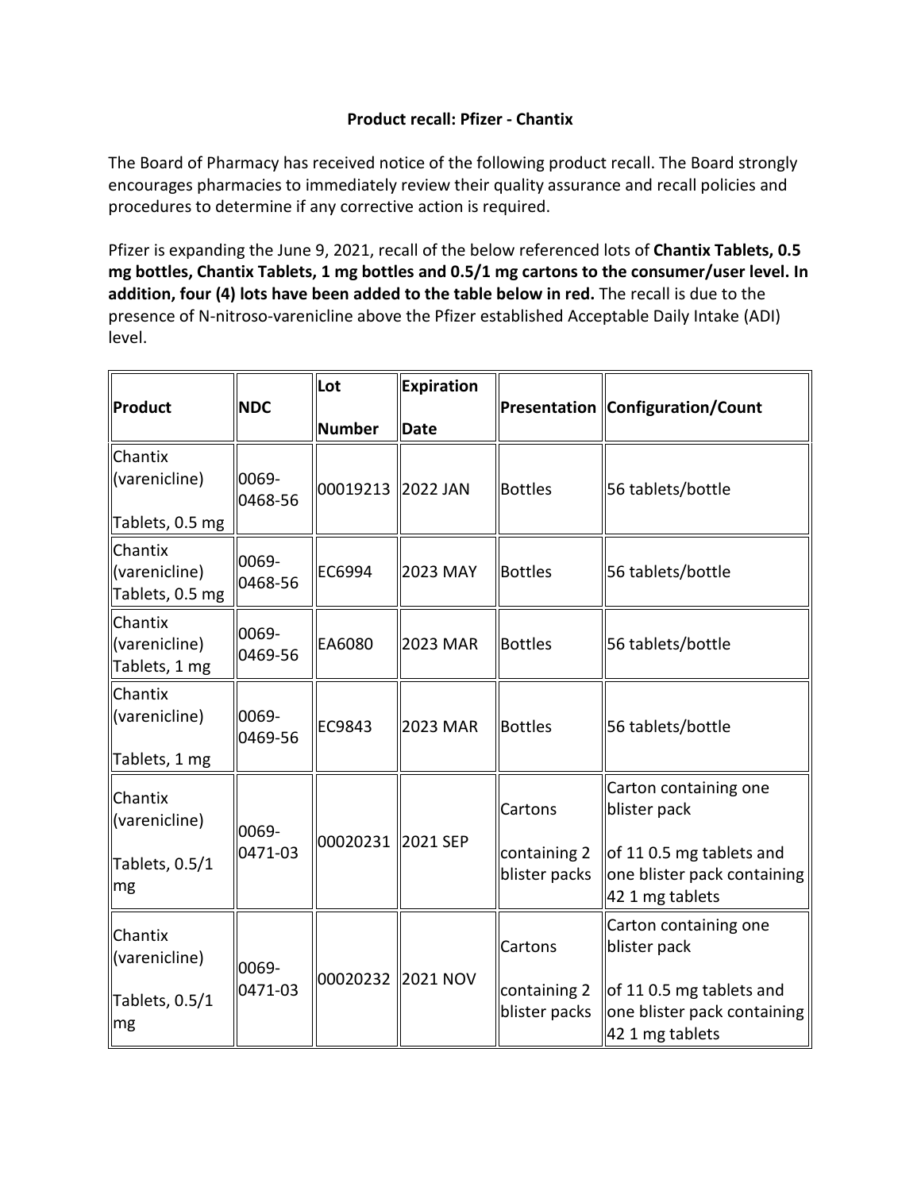**Product recall: Pfizer - Chantix**

The Board of Pharmacy has received notice of the following product recall. The Board strongly encourages pharmacies to immediately review their quality assurance and recall policies and procedures to determine if any corrective action is required.

Pfizer is expanding the June 9, 2021, recall of the below referenced lots of **Chantix Tablets, 0.5 mg bottles, Chantix Tablets, 1 mg bottles and 0.5/1 mg cartons to the consumer/user level. In addition, four (4) lots have been added to the table below in red.** The recall is due to the presence of N-nitroso-varenicline above the Pfizer established Acceptable Daily Intake (ADI) level.

| Product | NDC | Lot Number | Expiration Date | Presentation | Configuration/Count |
|---|---|---|---|---|---|
| Chantix (varenicline) Tablets, 0.5 mg | 0069-0468-56 | 00019213 | 2022 JAN | Bottles | 56 tablets/bottle |
| Chantix (varenicline) Tablets, 0.5 mg | 0069-0468-56 | EC6994 | 2023 MAY | Bottles | 56 tablets/bottle |
| Chantix (varenicline) Tablets, 1 mg | 0069-0469-56 | EA6080 | 2023 MAR | Bottles | 56 tablets/bottle |
| Chantix (varenicline) Tablets, 1 mg | 0069-0469-56 | EC9843 | 2023 MAR | Bottles | 56 tablets/bottle |
| Chantix (varenicline) Tablets, 0.5/1 mg | 0069-0471-03 | 00020231 | 2021 SEP | Cartons containing 2 blister packs | Carton containing one blister pack of 11 0.5 mg tablets and one blister pack containing 42 1 mg tablets |
| Chantix (varenicline) Tablets, 0.5/1 mg | 0069-0471-03 | 00020232 | 2021 NOV | Cartons containing 2 blister packs | Carton containing one blister pack of 11 0.5 mg tablets and one blister pack containing 42 1 mg tablets |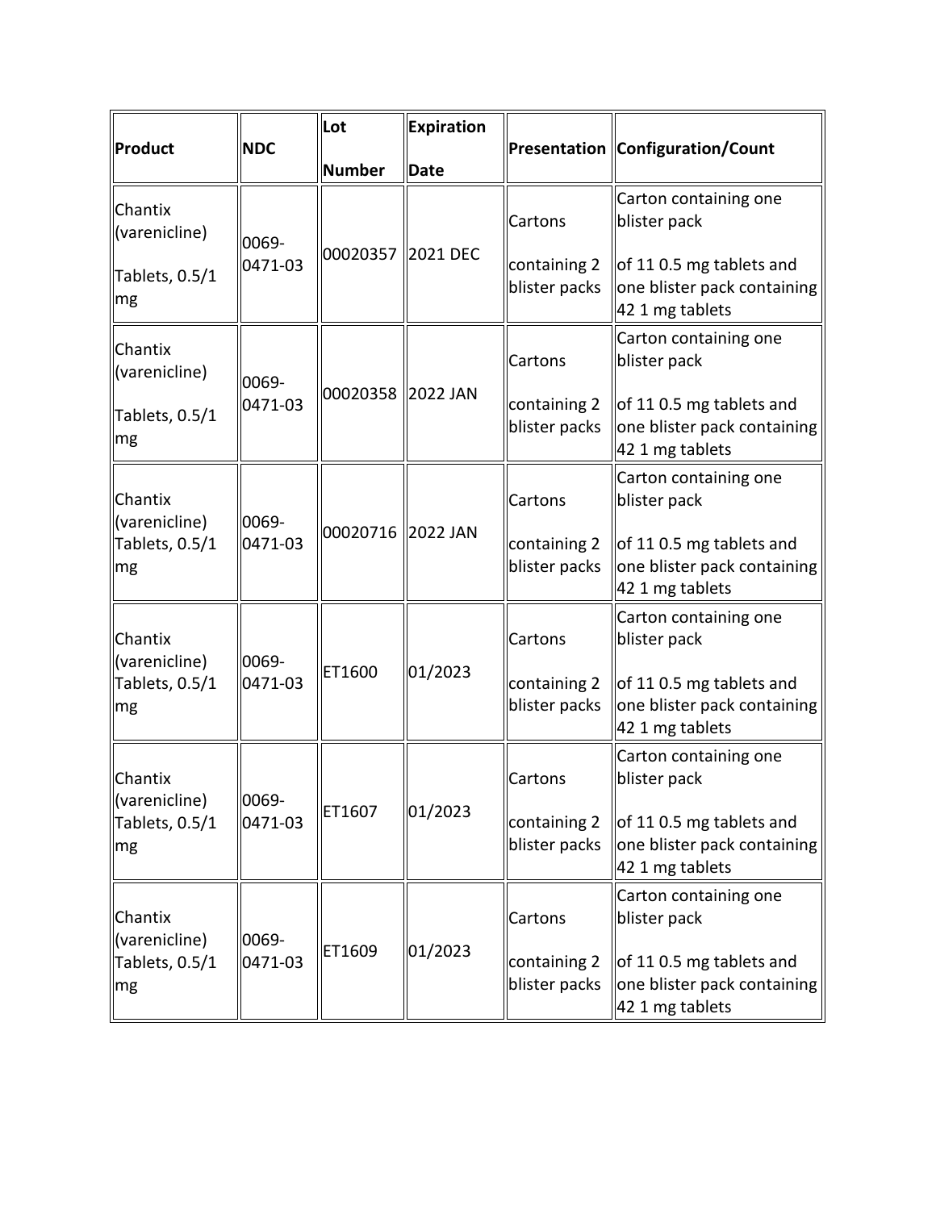| Product | NDC | Lot Number | Expiration Date | Presentation | Configuration/Count |
| --- | --- | --- | --- | --- | --- |
| Chantix (varenicline) Tablets, 0.5/1 mg | 0069-0471-03 | 00020357 | 2021 DEC | Cartons containing 2 blister packs | Carton containing one blister pack of 11 0.5 mg tablets and one blister pack containing 42 1 mg tablets |
| Chantix (varenicline) Tablets, 0.5/1 mg | 0069-0471-03 | 00020358 | 2022 JAN | Cartons containing 2 blister packs | Carton containing one blister pack of 11 0.5 mg tablets and one blister pack containing 42 1 mg tablets |
| Chantix (varenicline) Tablets, 0.5/1 mg | 0069-0471-03 | 00020716 | 2022 JAN | Cartons containing 2 blister packs | Carton containing one blister pack of 11 0.5 mg tablets and one blister pack containing 42 1 mg tablets |
| Chantix (varenicline) Tablets, 0.5/1 mg | 0069-0471-03 | ET1600 | 01/2023 | Cartons containing 2 blister packs | Carton containing one blister pack of 11 0.5 mg tablets and one blister pack containing 42 1 mg tablets |
| Chantix (varenicline) Tablets, 0.5/1 mg | 0069-0471-03 | ET1607 | 01/2023 | Cartons containing 2 blister packs | Carton containing one blister pack of 11 0.5 mg tablets and one blister pack containing 42 1 mg tablets |
| Chantix (varenicline) Tablets, 0.5/1 mg | 0069-0471-03 | ET1609 | 01/2023 | Cartons containing 2 blister packs | Carton containing one blister pack of 11 0.5 mg tablets and one blister pack containing 42 1 mg tablets |